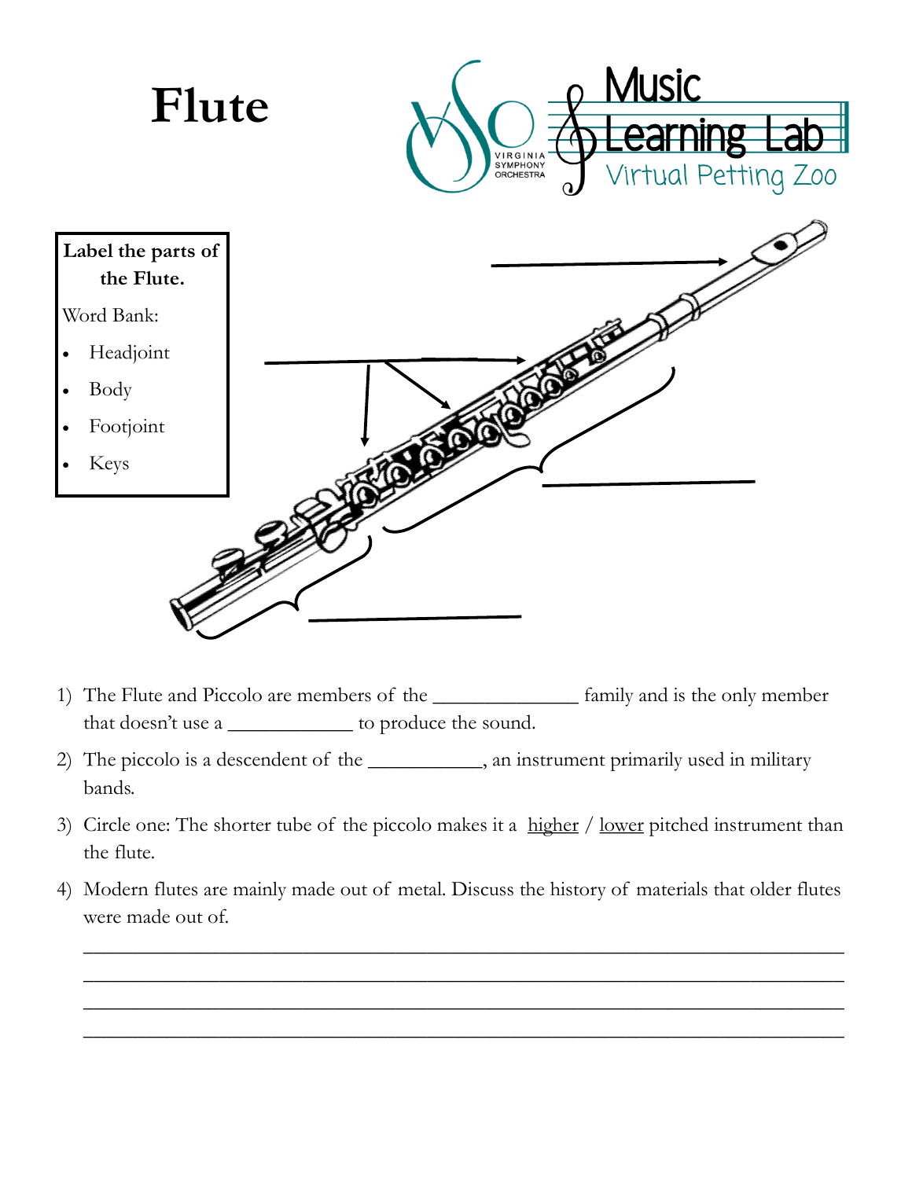# Flute

Music Learning Lab

Virtual Petting Zoo

**Label the parts of the Flute.**

Word Bank:

- Headjoint
- Body
- Footjoint
- Keys

1) The Flute and Piccolo are members of the ______________ family and is the only member that doesn't use a ____________ to produce the sound.

2) The piccolo is a descendent of the ___________, an instrument primarily used in military bands.

3) Circle one: The shorter tube of the piccolo makes it a higher / lower pitched instrument than the flute.

4) Modern flutes are mainly made out of metal. Discuss the history of materials that older flutes were made out of.

________________________________________________________________________

________________________________________________________________________

________________________________________________________________________

________________________________________________________________________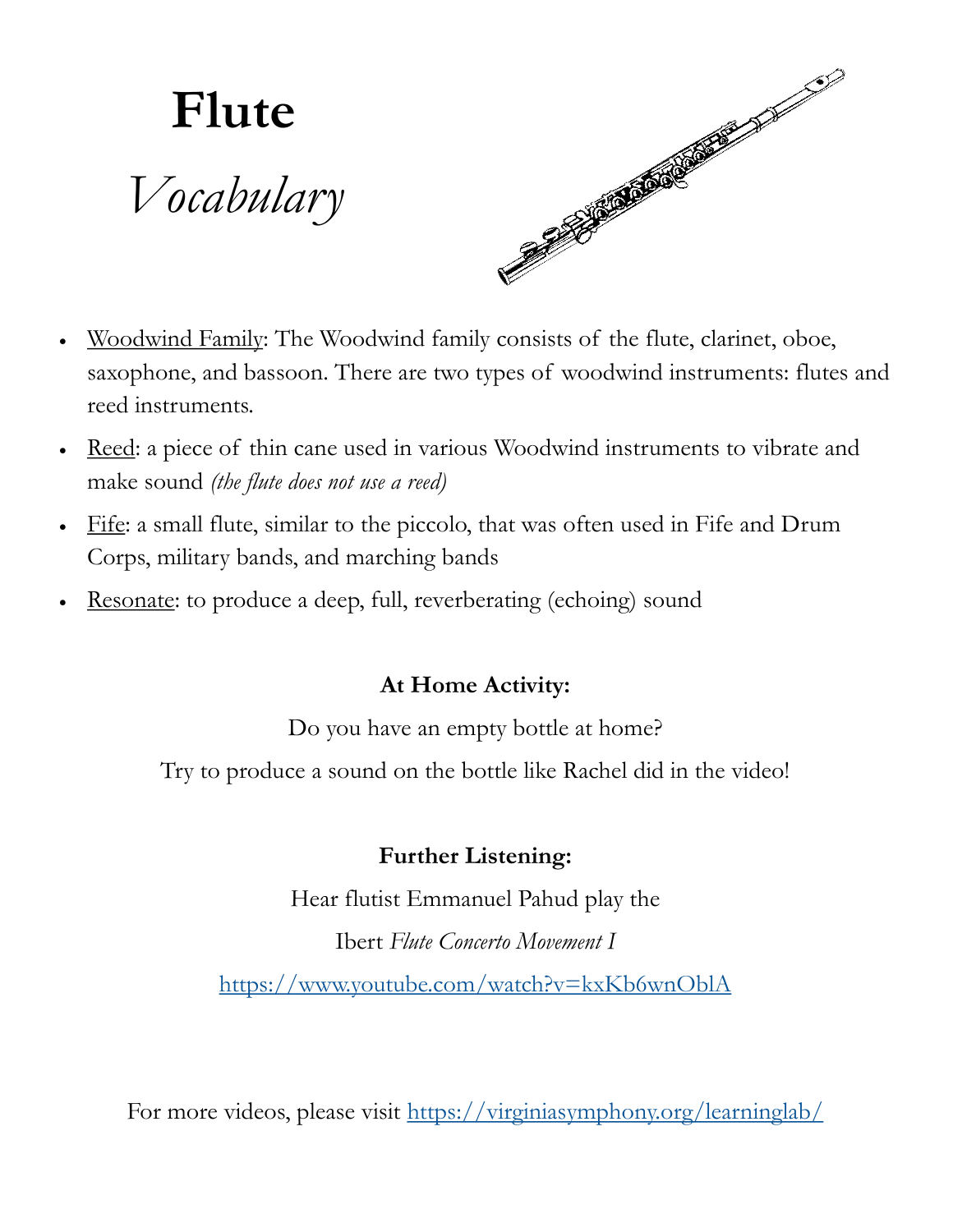# Flute

## *Vocabulary*

- Woodwind Family: The Woodwind family consists of the flute, clarinet, oboe, saxophone, and bassoon. There are two types of woodwind instruments: flutes and reed instruments.
- Reed: a piece of thin cane used in various Woodwind instruments to vibrate and make sound *(the flute does not use a reed)*
- Fife: a small flute, similar to the piccolo, that was often used in Fife and Drum Corps, military bands, and marching bands
- Resonate: to produce a deep, full, reverberating (echoing) sound

**At Home Activity:**

Do you have an empty bottle at home?

Try to produce a sound on the bottle like Rachel did in the video!

**Further Listening:**

Hear flutist Emmanuel Pahud play the

Ibert *Flute Concerto Movement I*

https://www.youtube.com/watch?v=kxKb6wnOblA

For more videos, please visit https://virginiasymphony.org/learninglab/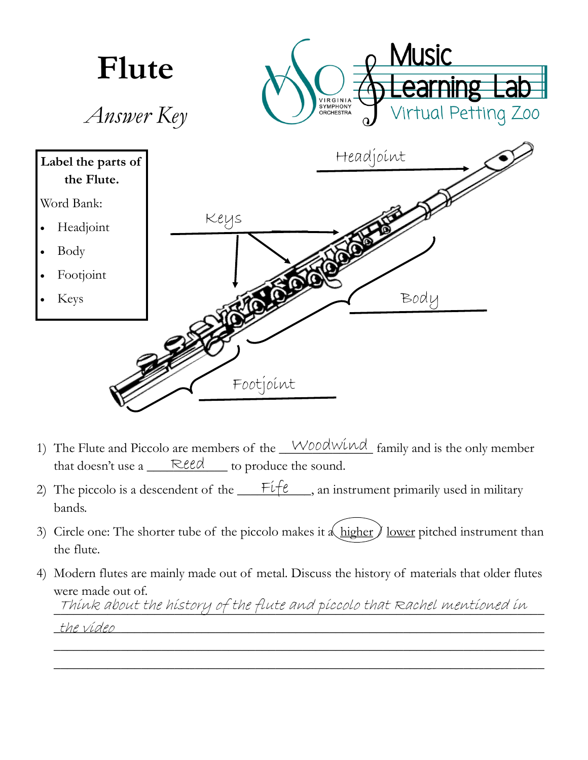# Flute

*Answer Key*

Music Learning Lab

Virtual Petting Zoo

VIRGINIA SYMPHONY ORCHESTRA

**Label the parts of the Flute.**

Word Bank:

- Headjoint
- Body
- Footjoint
- Keys

Headjoint

Keys

Body

Footjoint

1) The Flute and Piccolo are members of the ___Woodwind___ family and is the only member that doesn't use a ___Reed___ to produce the sound.

2) The piccolo is a descendent of the ___Fife___, an instrument primarily used in military bands.

3) Circle one: The shorter tube of the piccolo makes it a (higher) / lower pitched instrument than the flute.

4) Modern flutes are mainly made out of metal. Discuss the history of materials that older flutes were made out of.

   *Think about the history of the flute and piccolo that Rachel mentioned in the video*